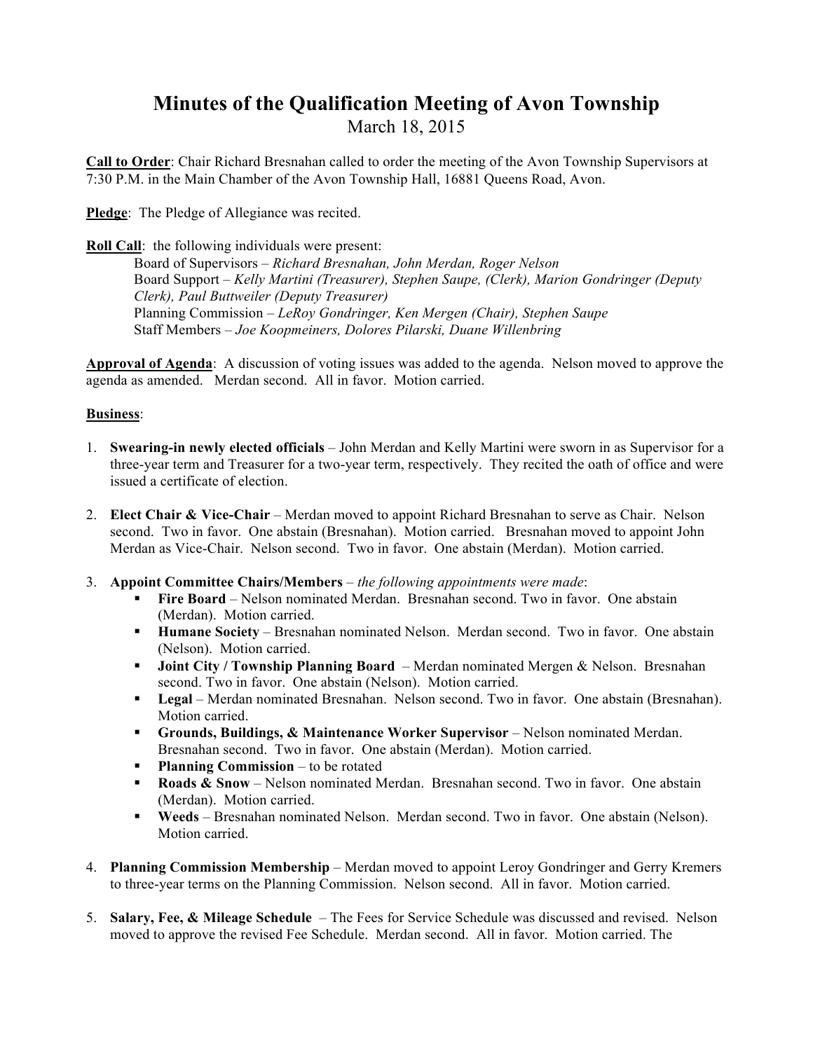# Minutes of the Qualification Meeting of Avon Township

March 18, 2015

**Call to Order**: Chair Richard Bresnahan called to order the meeting of the Avon Township Supervisors at 7:30 P.M. in the Main Chamber of the Avon Township Hall, 16881 Queens Road, Avon.

**Pledge**: The Pledge of Allegiance was recited.

**Roll Call**: the following individuals were present:

Board of Supervisors – *Richard Bresnahan, John Merdan, Roger Nelson*
Board Support – *Kelly Martini (Treasurer), Stephen Saupe, (Clerk), Marion Gondringer (Deputy Clerk), Paul Buttweiler (Deputy Treasurer)*
Planning Commission – *LeRoy Gondringer, Ken Mergen (Chair), Stephen Saupe*
Staff Members – *Joe Koopmeiners, Dolores Pilarski, Duane Willenbring*

**Approval of Agenda**: A discussion of voting issues was added to the agenda. Nelson moved to approve the agenda as amended. Merdan second. All in favor. Motion carried.

**Business**:

1. **Swearing-in newly elected officials** – John Merdan and Kelly Martini were sworn in as Supervisor for a three-year term and Treasurer for a two-year term, respectively. They recited the oath of office and were issued a certificate of election.

2. **Elect Chair & Vice-Chair** – Merdan moved to appoint Richard Bresnahan to serve as Chair. Nelson second. Two in favor. One abstain (Bresnahan). Motion carried. Bresnahan moved to appoint John Merdan as Vice-Chair. Nelson second. Two in favor. One abstain (Merdan). Motion carried.

3. **Appoint Committee Chairs/Members** – *the following appointments were made*:
   - **Fire Board** – Nelson nominated Merdan. Bresnahan second. Two in favor. One abstain (Merdan). Motion carried.
   - **Humane Society** – Bresnahan nominated Nelson. Merdan second. Two in favor. One abstain (Nelson). Motion carried.
   - **Joint City / Township Planning Board** – Merdan nominated Mergen & Nelson. Bresnahan second. Two in favor. One abstain (Nelson). Motion carried.
   - **Legal** – Merdan nominated Bresnahan. Nelson second. Two in favor. One abstain (Bresnahan). Motion carried.
   - **Grounds, Buildings, & Maintenance Worker Supervisor** – Nelson nominated Merdan. Bresnahan second. Two in favor. One abstain (Merdan). Motion carried.
   - **Planning Commission** – to be rotated
   - **Roads & Snow** – Nelson nominated Merdan. Bresnahan second. Two in favor. One abstain (Merdan). Motion carried.
   - **Weeds** – Bresnahan nominated Nelson. Merdan second. Two in favor. One abstain (Nelson). Motion carried.

4. **Planning Commission Membership** – Merdan moved to appoint Leroy Gondringer and Gerry Kremers to three-year terms on the Planning Commission. Nelson second. All in favor. Motion carried.

5. **Salary, Fee, & Mileage Schedule** – The Fees for Service Schedule was discussed and revised. Nelson moved to approve the revised Fee Schedule. Merdan second. All in favor. Motion carried. The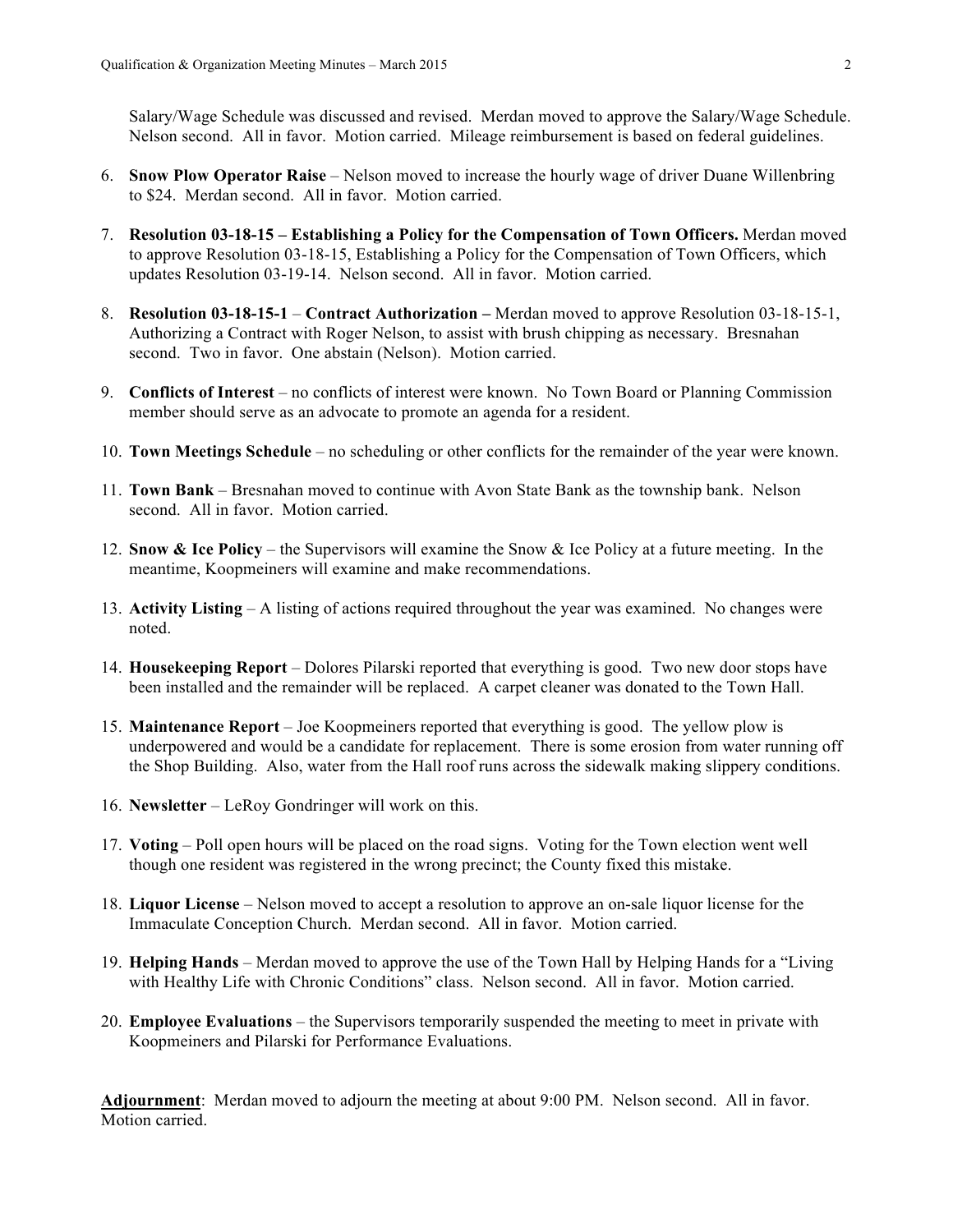Salary/Wage Schedule was discussed and revised. Merdan moved to approve the Salary/Wage Schedule. Nelson second. All in favor. Motion carried. Mileage reimbursement is based on federal guidelines.

6. **Snow Plow Operator Raise** – Nelson moved to increase the hourly wage of driver Duane Willenbring to $24. Merdan second. All in favor. Motion carried.

7. **Resolution 03-18-15 – Establishing a Policy for the Compensation of Town Officers.** Merdan moved to approve Resolution 03-18-15, Establishing a Policy for the Compensation of Town Officers, which updates Resolution 03-19-14. Nelson second. All in favor. Motion carried.

8. **Resolution 03-18-15-1** – **Contract Authorization –** Merdan moved to approve Resolution 03-18-15-1, Authorizing a Contract with Roger Nelson, to assist with brush chipping as necessary. Bresnahan second. Two in favor. One abstain (Nelson). Motion carried.

9. **Conflicts of Interest** – no conflicts of interest were known. No Town Board or Planning Commission member should serve as an advocate to promote an agenda for a resident.

10. **Town Meetings Schedule** – no scheduling or other conflicts for the remainder of the year were known.

11. **Town Bank** – Bresnahan moved to continue with Avon State Bank as the township bank. Nelson second. All in favor. Motion carried.

12. **Snow & Ice Policy** – the Supervisors will examine the Snow & Ice Policy at a future meeting. In the meantime, Koopmeiners will examine and make recommendations.

13. **Activity Listing** – A listing of actions required throughout the year was examined. No changes were noted.

14. **Housekeeping Report** – Dolores Pilarski reported that everything is good. Two new door stops have been installed and the remainder will be replaced. A carpet cleaner was donated to the Town Hall.

15. **Maintenance Report** – Joe Koopmeiners reported that everything is good. The yellow plow is underpowered and would be a candidate for replacement. There is some erosion from water running off the Shop Building. Also, water from the Hall roof runs across the sidewalk making slippery conditions.

16. **Newsletter** – LeRoy Gondringer will work on this.

17. **Voting** – Poll open hours will be placed on the road signs. Voting for the Town election went well though one resident was registered in the wrong precinct; the County fixed this mistake.

18. **Liquor License** – Nelson moved to accept a resolution to approve an on-sale liquor license for the Immaculate Conception Church. Merdan second. All in favor. Motion carried.

19. **Helping Hands** – Merdan moved to approve the use of the Town Hall by Helping Hands for a "Living with Healthy Life with Chronic Conditions" class. Nelson second. All in favor. Motion carried.

20. **Employee Evaluations** – the Supervisors temporarily suspended the meeting to meet in private with Koopmeiners and Pilarski for Performance Evaluations.

**Adjournment**: Merdan moved to adjourn the meeting at about 9:00 PM. Nelson second. All in favor. Motion carried.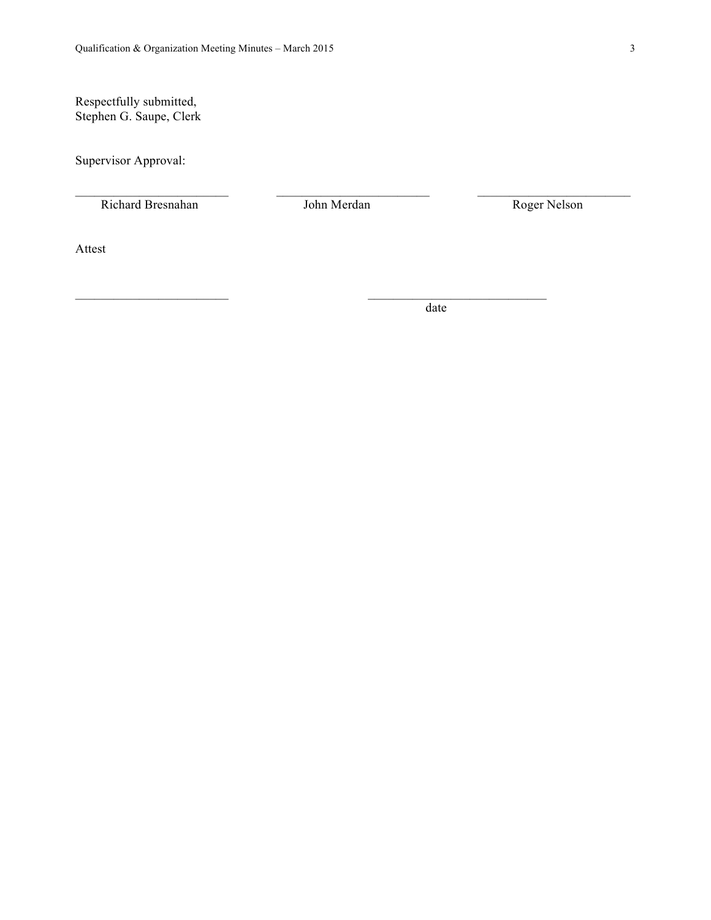Respectfully submitted,
Stephen G. Saupe, Clerk

Supervisor Approval:

| | | |
|---|---|---|
| \_\_\_\_\_\_\_\_\_\_\_\_\_\_\_\_\_\_\_\_\_\_\_\_\_ | \_\_\_\_\_\_\_\_\_\_\_\_\_\_\_\_\_\_\_\_\_\_\_\_\_ | \_\_\_\_\_\_\_\_\_\_\_\_\_\_\_\_\_\_\_\_\_\_\_\_\_ |
| Richard Bresnahan | John Merdan | Roger Nelson |

Attest

| | |
|---|---|
| \_\_\_\_\_\_\_\_\_\_\_\_\_\_\_\_\_\_\_\_\_\_\_\_\_ | \_\_\_\_\_\_\_\_\_\_\_\_\_\_\_\_\_\_\_\_\_\_\_\_\_\_\_\_\_ |
| | date |